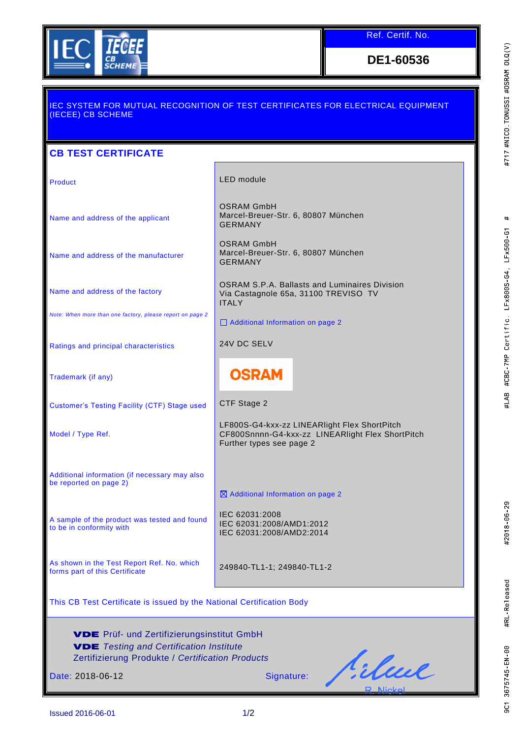IEC IECEE CB SCHEME

**Ref. Certif. No.**

**DE1-60536**

IEC SYSTEM FOR MUTUAL RECOGNITION OF TEST CERTIFICATES FOR ELECTRICAL EQUIPMENT (IECEE) CB SCHEME

## CB TEST CERTIFICATE

| | |
|---|---|
| Product | LED module |
| Name and address of the applicant | OSRAM GmbH<br>Marcel-Breuer-Str. 6, 80807 München<br>GERMANY |
| Name and address of the manufacturer | OSRAM GmbH<br>Marcel-Breuer-Str. 6, 80807 München<br>GERMANY |
| Name and address of the factory<br>*Note: When more than one factory, please report on page 2* | OSRAM S.P.A. Ballasts and Luminaires Division<br>Via Castagnole 65a, 31100 TREVISO TV<br>ITALY<br>☐ Additional Information on page 2 |
| Ratings and principal characteristics | 24V DC SELV |
| Trademark (if any) | OSRAM |
| Customer's Testing Facility (CTF) Stage used | CTF Stage 2 |
| Model / Type Ref. | LF800S-G4-xxx-zz LINEARlight Flex ShortPitch<br>CF800Snnnn-G4-xxx-zz LINEARlight Flex ShortPitch<br>Further types see page 2 |
| Additional information (if necessary may also be reported on page 2) | ☒ Additional Information on page 2 |
| A sample of the product was tested and found to be in conformity with | IEC 62031:2008<br>IEC 62031:2008/AMD1:2012<br>IEC 62031:2008/AMD2:2014 |
| As shown in the Test Report Ref. No. which forms part of this Certificate | 249840-TL1-1; 249840-TL1-2 |

This CB Test Certificate is issued by the National Certification Body

**VDE** Prüf- und Zertifizierungsinstitut GmbH
**VDE** *Testing and Certification Institute*
Zertifizierung Produkte / *Certification Products*

Date: 2018-06-12

Signature: R. Nickel

Issued 2016-06-01

9C1 3675745-EN-00 #RL-Released #2018-06-29 #LAB #CBC-7MP Certific. LFx800S-G4, LFx500-G1 # #717 #NICO.TONUSSI #OSRAM OLQ(V)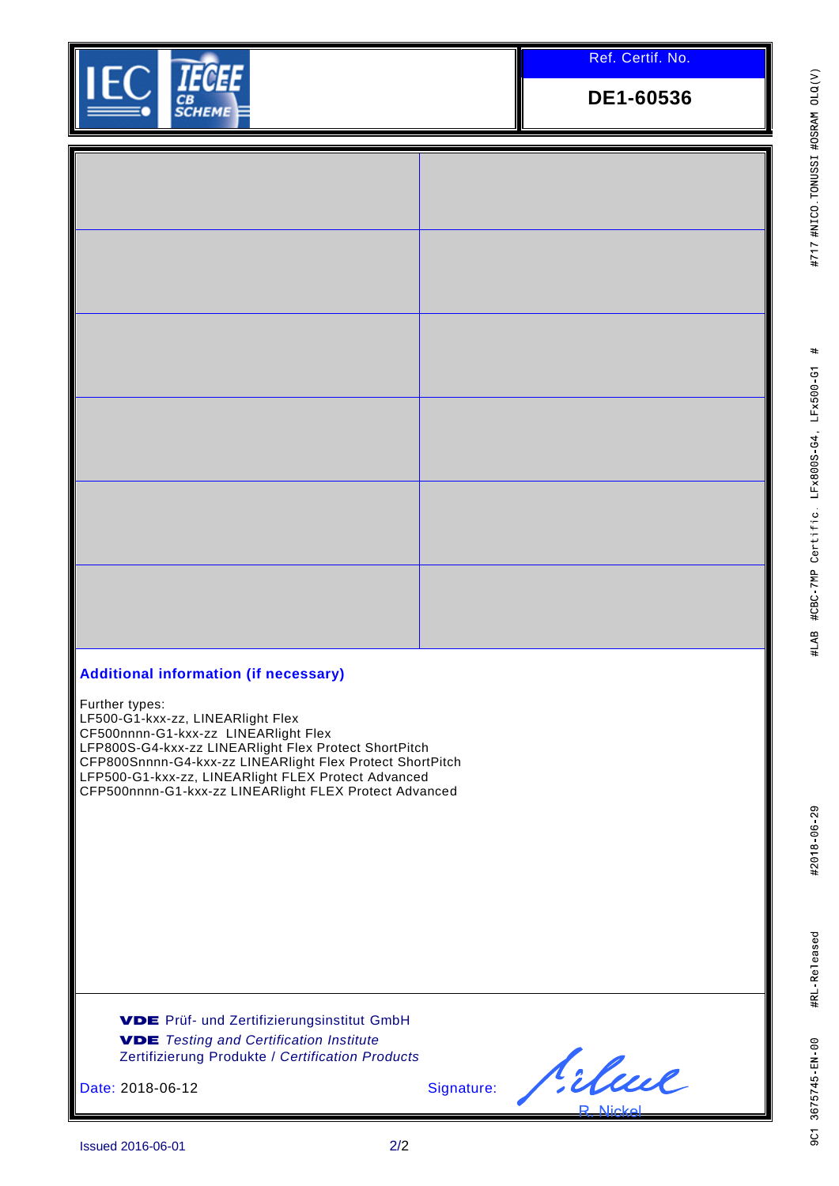IEC IECEE CB SCHEME

| Ref. Certif. No. |
| --- |
| DE1-60536 |

| | |
| --- | --- |
| | |
| | |
| | |
| | |
| | |
| | |

**Additional information (if necessary)**

Further types:
LF500-G1-kxx-zz, LINEARlight Flex
CF500nnnn-G1-kxx-zz LINEARlight Flex
LFP800S-G4-kxx-zz LINEARlight Flex Protect ShortPitch
CFP800Snnnn-G4-kxx-zz LINEARlight Flex Protect ShortPitch
LFP500-G1-kxx-zz, LINEARlight FLEX Protect Advanced
CFP500nnnn-G1-kxx-zz LINEARlight FLEX Protect Advanced

**VDE** Prüf- und Zertifizierungsinstitut GmbH
**VDE** *Testing and Certification Institute*
Zertifizierung Produkte / *Certification Products*

Date: 2018-06-12

Signature: R. Nickel

Issued 2016-06-01

9C1 3675745-EN-00 #RL-Released #2018-06-29 #LAB #CBC-7MP Certific. LFx800S-G4, LFx500-G1 # #717 #NICO.TONUSSI #OSRAM OLQ(V)